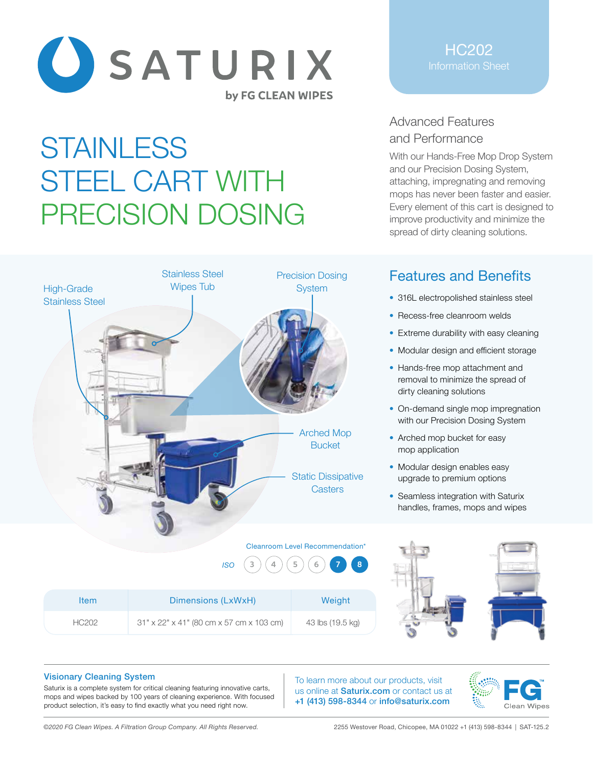# SATURIX

by FG CLEAN WIPES

**HC202**
Information Sheet

# STAINLESS STEEL CART WITH PRECISION DOSING

## Advanced Features and Performance

With our Hands-Free Mop Drop System and our Precision Dosing System, attaching, impregnating and removing mops has never been faster and easier. Every element of this cart is designed to improve productivity and minimize the spread of dirty cleaning solutions.

High-Grade Stainless Steel

Stainless Steel Wipes Tub

Precision Dosing System

Arched Mop Bucket

Static Dissipative Casters

## Features and Benefits

- 316L electropolished stainless steel
- Recess-free cleanroom welds
- Extreme durability with easy cleaning
- Modular design and efficient storage
- Hands-free mop attachment and removal to minimize the spread of dirty cleaning solutions
- On-demand single mop impregnation with our Precision Dosing System
- Arched mop bucket for easy mop application
- Modular design enables easy upgrade to premium options
- Seamless integration with Saturix handles, frames, mops and wipes

Cleanroom Level Recommendation*

ISO 3 4 5 6 **7** **8**

| Item | Dimensions (LxWxH) | Weight |
|---|---|---|
| HC202 | 31" x 22" x 41" (80 cm x 57 cm x 103 cm) | 43 lbs (19.5 kg) |

### Visionary Cleaning System

Saturix is a complete system for critical cleaning featuring innovative carts, mops and wipes backed by 100 years of cleaning experience. With focused product selection, it's easy to find exactly what you need right now.

To learn more about our products, visit us online at **Saturix.com** or contact us at **+1 (413) 598-8344** or **info@saturix.com**

FG Clean Wipes

*©2020 FG Clean Wipes. A Filtration Group Company. All Rights Reserved.*

2255 Westover Road, Chicopee, MA 01022 +1 (413) 598-8344 | SAT-125.2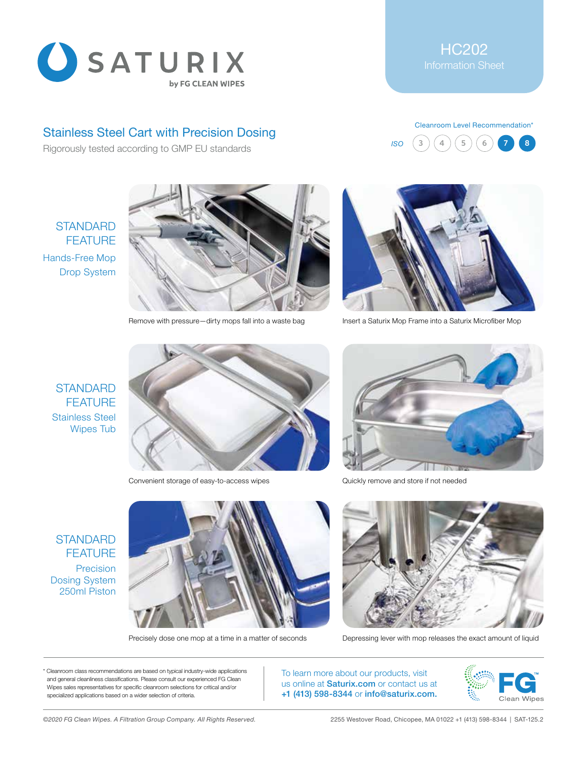SATURIX by FG CLEAN WIPES

HC202
Information Sheet

## Stainless Steel Cart with Precision Dosing

Rigorously tested according to GMP EU standards

Cleanroom Level Recommendation*

ISO 3 4 5 6 **7** **8**

### STANDARD FEATURE
Hands-Free Mop Drop System

Remove with pressure—dirty mops fall into a waste bag

Insert a Saturix Mop Frame into a Saturix Microfiber Mop

### STANDARD FEATURE
Stainless Steel Wipes Tub

Convenient storage of easy-to-access wipes

Quickly remove and store if not needed

### STANDARD FEATURE
Precision Dosing System 250ml Piston

Precisely dose one mop at a time in a matter of seconds

Depressing lever with mop releases the exact amount of liquid

* Cleanroom class recommendations are based on typical industry-wide applications and general cleanliness classifications. Please consult our experienced FG Clean Wipes sales representatives for specific cleanroom selections for critical and/or specialized applications based on a wider selection of criteria.

To learn more about our products, visit us online at **Saturix.com** or contact us at **+1 (413) 598-8344** or **info@saturix.com.**

FG™ Clean Wipes

*©2020 FG Clean Wipes. A Filtration Group Company. All Rights Reserved.*

2255 Westover Road, Chicopee, MA 01022 +1 (413) 598-8344 | SAT-125.2